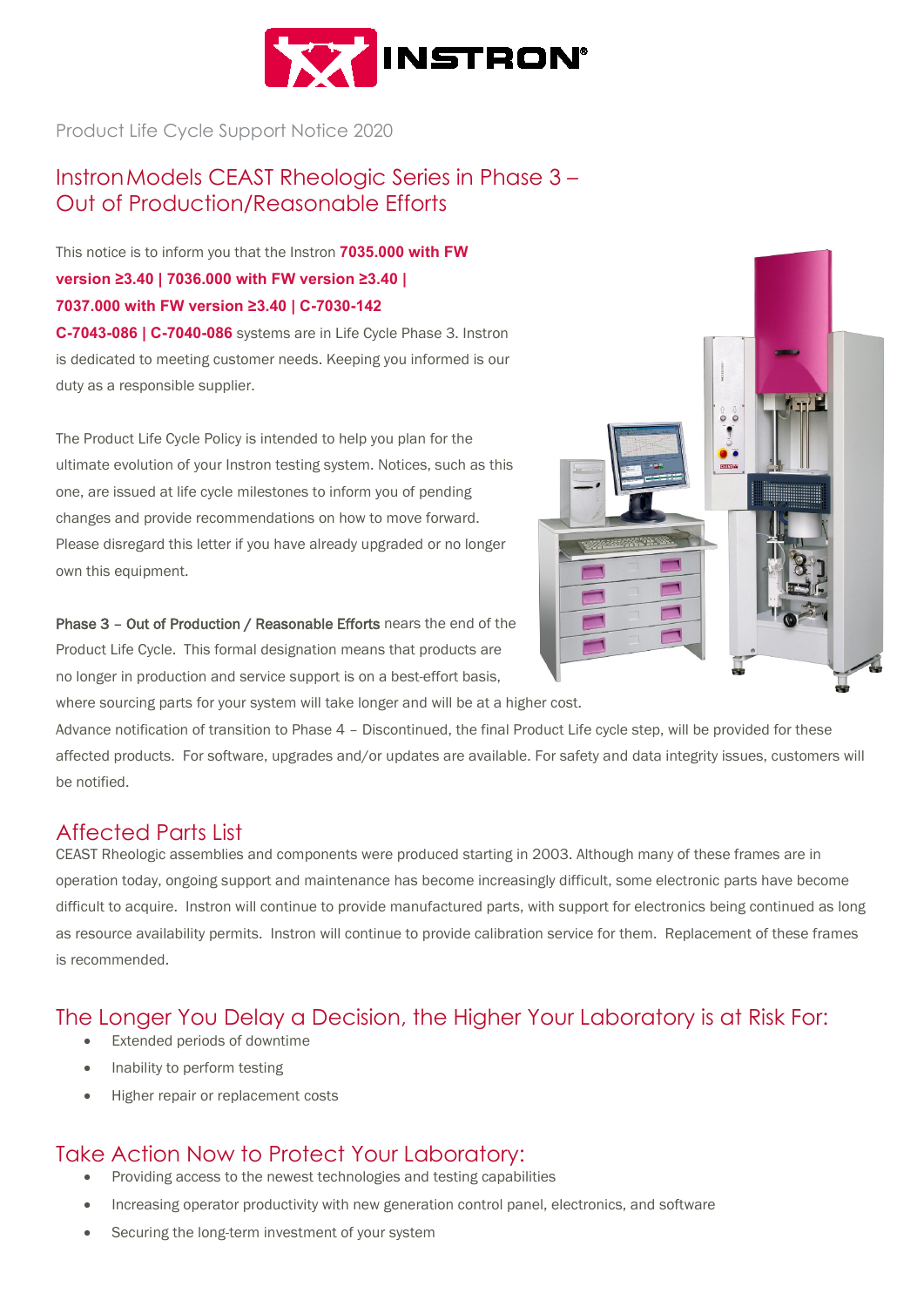Product Life Cycle Support Notice 2020

# Instron Models CEAST Rheologic Series in Phase 3 – Out of Production/Reasonable Efforts

This notice is to inform you that the Instron **7035.000 with FW version ≥3.40 | 7036.000 with FW version ≥3.40 | 7037.000 with FW version ≥3.40 | C-7030-142 C-7043-086 | C-7040-086** systems are in Life Cycle Phase 3. Instron is dedicated to meeting customer needs. Keeping you informed is our duty as a responsible supplier.

The Product Life Cycle Policy is intended to help you plan for the ultimate evolution of your Instron testing system. Notices, such as this one, are issued at life cycle milestones to inform you of pending changes and provide recommendations on how to move forward. Please disregard this letter if you have already upgraded or no longer own this equipment.

Phase 3 – Out of Production / Reasonable Efforts nears the end of the Product Life Cycle. This formal designation means that products are no longer in production and service support is on a best-effort basis, where sourcing parts for your system will take longer and will be at a higher cost. Advance notification of transition to Phase 4 – Discontinued, the final Product Life cycle step, will be provided for these affected products. For software, upgrades and/or updates are available. For safety and data integrity issues, customers will be notified.

## Affected Parts List

CEAST Rheologic assemblies and components were produced starting in 2003. Although many of these frames are in operation today, ongoing support and maintenance has become increasingly difficult, some electronic parts have become difficult to acquire. Instron will continue to provide manufactured parts, with support for electronics being continued as long as resource availability permits. Instron will continue to provide calibration service for them. Replacement of these frames is recommended.

## The Longer You Delay a Decision, the Higher Your Laboratory is at Risk For:

- Extended periods of downtime
- Inability to perform testing
- Higher repair or replacement costs

## Take Action Now to Protect Your Laboratory:

- Providing access to the newest technologies and testing capabilities
- Increasing operator productivity with new generation control panel, electronics, and software
- Securing the long-term investment of your system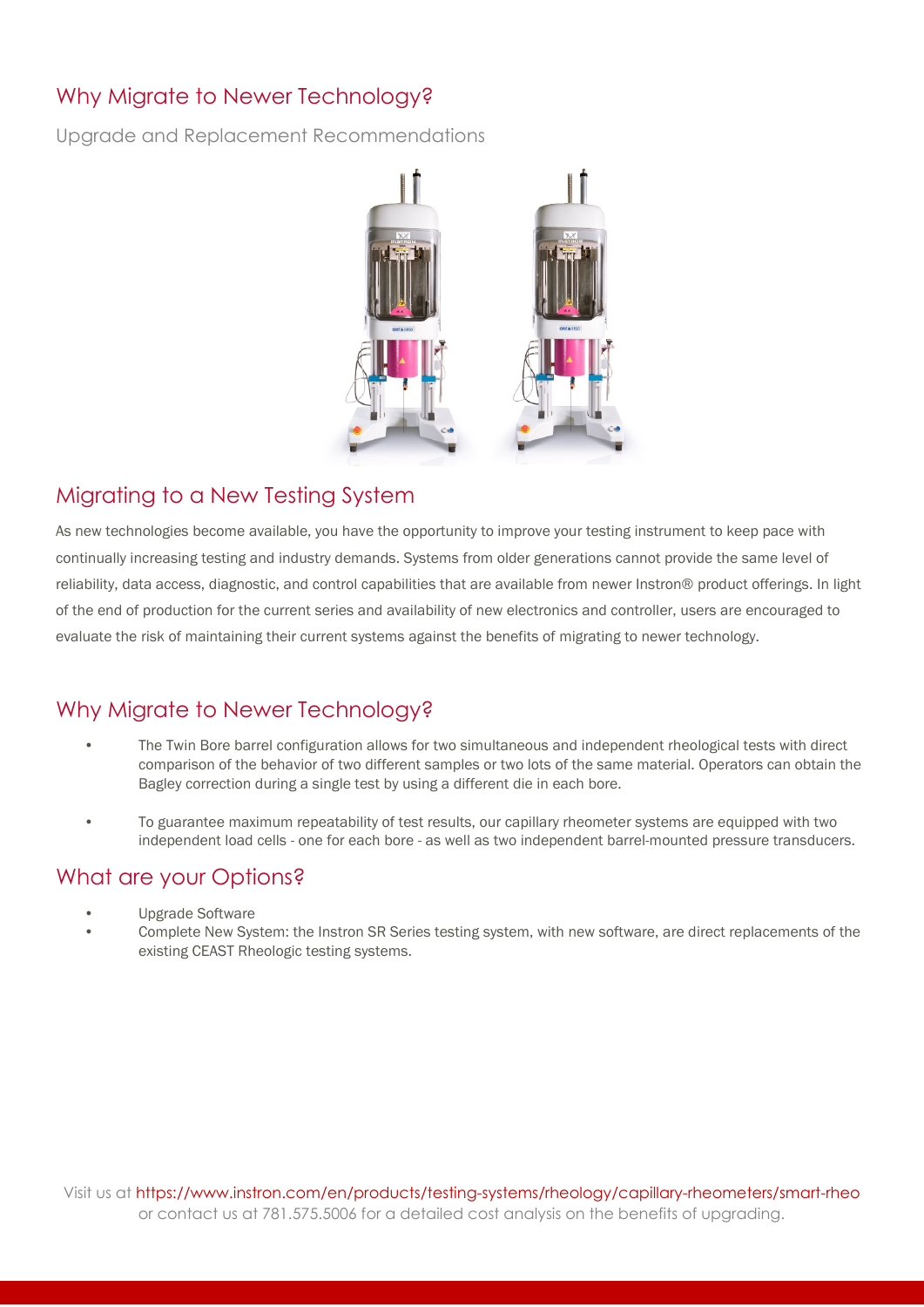## Why Migrate to Newer Technology?

Upgrade and Replacement Recommendations

## Migrating to a New Testing System

As new technologies become available, you have the opportunity to improve your testing instrument to keep pace with continually increasing testing and industry demands. Systems from older generations cannot provide the same level of reliability, data access, diagnostic, and control capabilities that are available from newer Instron® product offerings. In light of the end of production for the current series and availability of new electronics and controller, users are encouraged to evaluate the risk of maintaining their current systems against the benefits of migrating to newer technology.

## Why Migrate to Newer Technology?

- The Twin Bore barrel configuration allows for two simultaneous and independent rheological tests with direct comparison of the behavior of two different samples or two lots of the same material. Operators can obtain the Bagley correction during a single test by using a different die in each bore.
- To guarantee maximum repeatability of test results, our capillary rheometer systems are equipped with two independent load cells - one for each bore - as well as two independent barrel-mounted pressure transducers.

## What are your Options?

- Upgrade Software
- Complete New System: the Instron SR Series testing system, with new software, are direct replacements of the existing CEAST Rheologic testing systems.

Visit us at https://www.instron.com/en/products/testing-systems/rheology/capillary-rheometers/smart-rheo or contact us at 781.575.5006 for a detailed cost analysis on the benefits of upgrading.